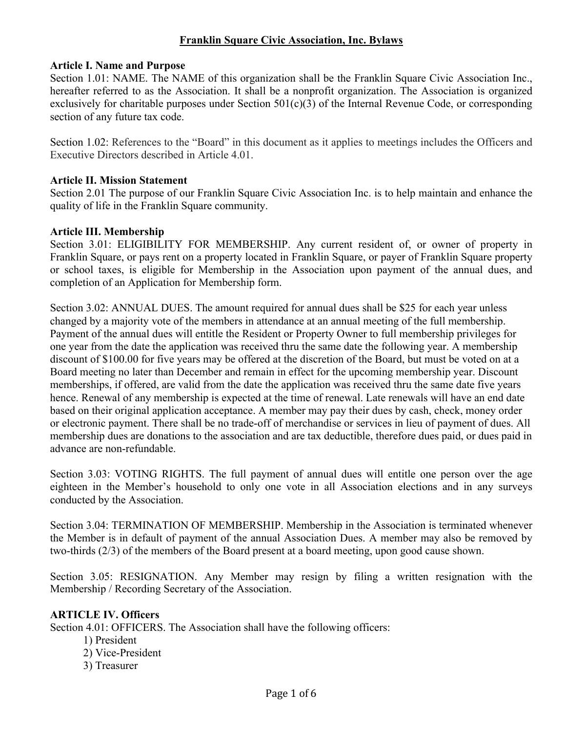# Franklin Square Civic Association, Inc. Bylaws

**Article I. Name and Purpose**

Section 1.01: NAME. The NAME of this organization shall be the Franklin Square Civic Association Inc., hereafter referred to as the Association. It shall be a nonprofit organization. The Association is organized exclusively for charitable purposes under Section 501(c)(3) of the Internal Revenue Code, or corresponding section of any future tax code.

Section 1.02: References to the "Board" in this document as it applies to meetings includes the Officers and Executive Directors described in Article 4.01.

**Article II. Mission Statement**

Section 2.01 The purpose of our Franklin Square Civic Association Inc. is to help maintain and enhance the quality of life in the Franklin Square community.

**Article III. Membership**

Section 3.01: ELIGIBILITY FOR MEMBERSHIP. Any current resident of, or owner of property in Franklin Square, or pays rent on a property located in Franklin Square, or payer of Franklin Square property or school taxes, is eligible for Membership in the Association upon payment of the annual dues, and completion of an Application for Membership form.

Section 3.02: ANNUAL DUES. The amount required for annual dues shall be $25 for each year unless changed by a majority vote of the members in attendance at an annual meeting of the full membership. Payment of the annual dues will entitle the Resident or Property Owner to full membership privileges for one year from the date the application was received thru the same date the following year. A membership discount of $100.00 for five years may be offered at the discretion of the Board, but must be voted on at a Board meeting no later than December and remain in effect for the upcoming membership year. Discount memberships, if offered, are valid from the date the application was received thru the same date five years hence. Renewal of any membership is expected at the time of renewal. Late renewals will have an end date based on their original application acceptance. A member may pay their dues by cash, check, money order or electronic payment. There shall be no trade-off of merchandise or services in lieu of payment of dues. All membership dues are donations to the association and are tax deductible, therefore dues paid, or dues paid in advance are non-refundable.

Section 3.03: VOTING RIGHTS. The full payment of annual dues will entitle one person over the age eighteen in the Member's household to only one vote in all Association elections and in any surveys conducted by the Association.

Section 3.04: TERMINATION OF MEMBERSHIP. Membership in the Association is terminated whenever the Member is in default of payment of the annual Association Dues. A member may also be removed by two-thirds (2/3) of the members of the Board present at a board meeting, upon good cause shown.

Section 3.05: RESIGNATION. Any Member may resign by filing a written resignation with the Membership / Recording Secretary of the Association.

**ARTICLE IV. Officers**

Section 4.01: OFFICERS. The Association shall have the following officers:

1) President
2) Vice-President
3) Treasurer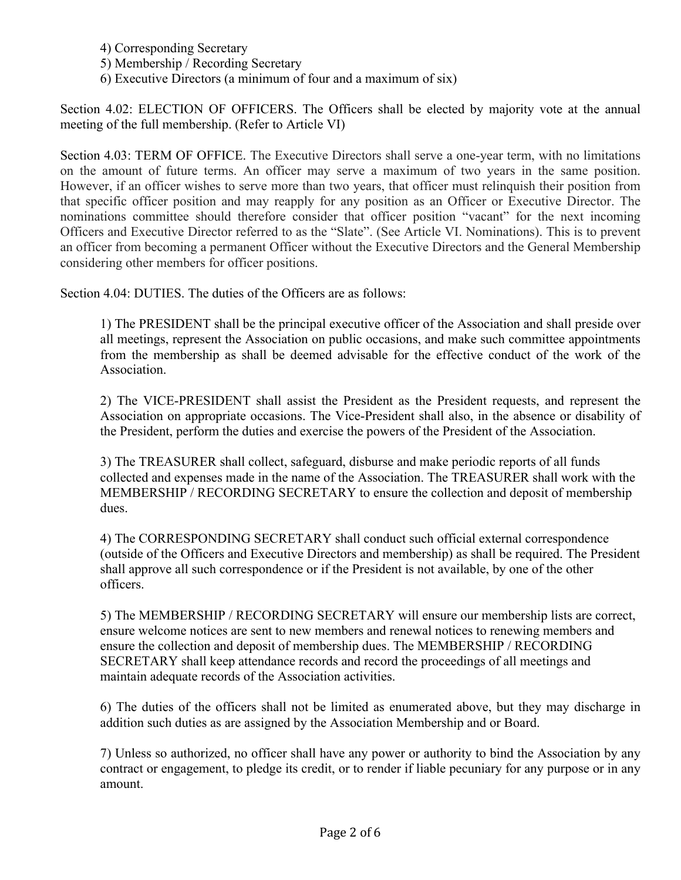4) Corresponding Secretary
5) Membership / Recording Secretary
6) Executive Directors (a minimum of four and a maximum of six)

Section 4.02: ELECTION OF OFFICERS. The Officers shall be elected by majority vote at the annual meeting of the full membership. (Refer to Article VI)

Section 4.03: TERM OF OFFICE. The Executive Directors shall serve a one-year term, with no limitations on the amount of future terms. An officer may serve a maximum of two years in the same position. However, if an officer wishes to serve more than two years, that officer must relinquish their position from that specific officer position and may reapply for any position as an Officer or Executive Director. The nominations committee should therefore consider that officer position "vacant" for the next incoming Officers and Executive Director referred to as the "Slate". (See Article VI. Nominations). This is to prevent an officer from becoming a permanent Officer without the Executive Directors and the General Membership considering other members for officer positions.

Section 4.04: DUTIES. The duties of the Officers are as follows:

1) The PRESIDENT shall be the principal executive officer of the Association and shall preside over all meetings, represent the Association on public occasions, and make such committee appointments from the membership as shall be deemed advisable for the effective conduct of the work of the Association.

2) The VICE-PRESIDENT shall assist the President as the President requests, and represent the Association on appropriate occasions. The Vice-President shall also, in the absence or disability of the President, perform the duties and exercise the powers of the President of the Association.

3) The TREASURER shall collect, safeguard, disburse and make periodic reports of all funds collected and expenses made in the name of the Association. The TREASURER shall work with the MEMBERSHIP / RECORDING SECRETARY to ensure the collection and deposit of membership dues.

4) The CORRESPONDING SECRETARY shall conduct such official external correspondence (outside of the Officers and Executive Directors and membership) as shall be required. The President shall approve all such correspondence or if the President is not available, by one of the other officers.

5) The MEMBERSHIP / RECORDING SECRETARY will ensure our membership lists are correct, ensure welcome notices are sent to new members and renewal notices to renewing members and ensure the collection and deposit of membership dues. The MEMBERSHIP / RECORDING SECRETARY shall keep attendance records and record the proceedings of all meetings and maintain adequate records of the Association activities.

6) The duties of the officers shall not be limited as enumerated above, but they may discharge in addition such duties as are assigned by the Association Membership and or Board.

7) Unless so authorized, no officer shall have any power or authority to bind the Association by any contract or engagement, to pledge its credit, or to render if liable pecuniary for any purpose or in any amount.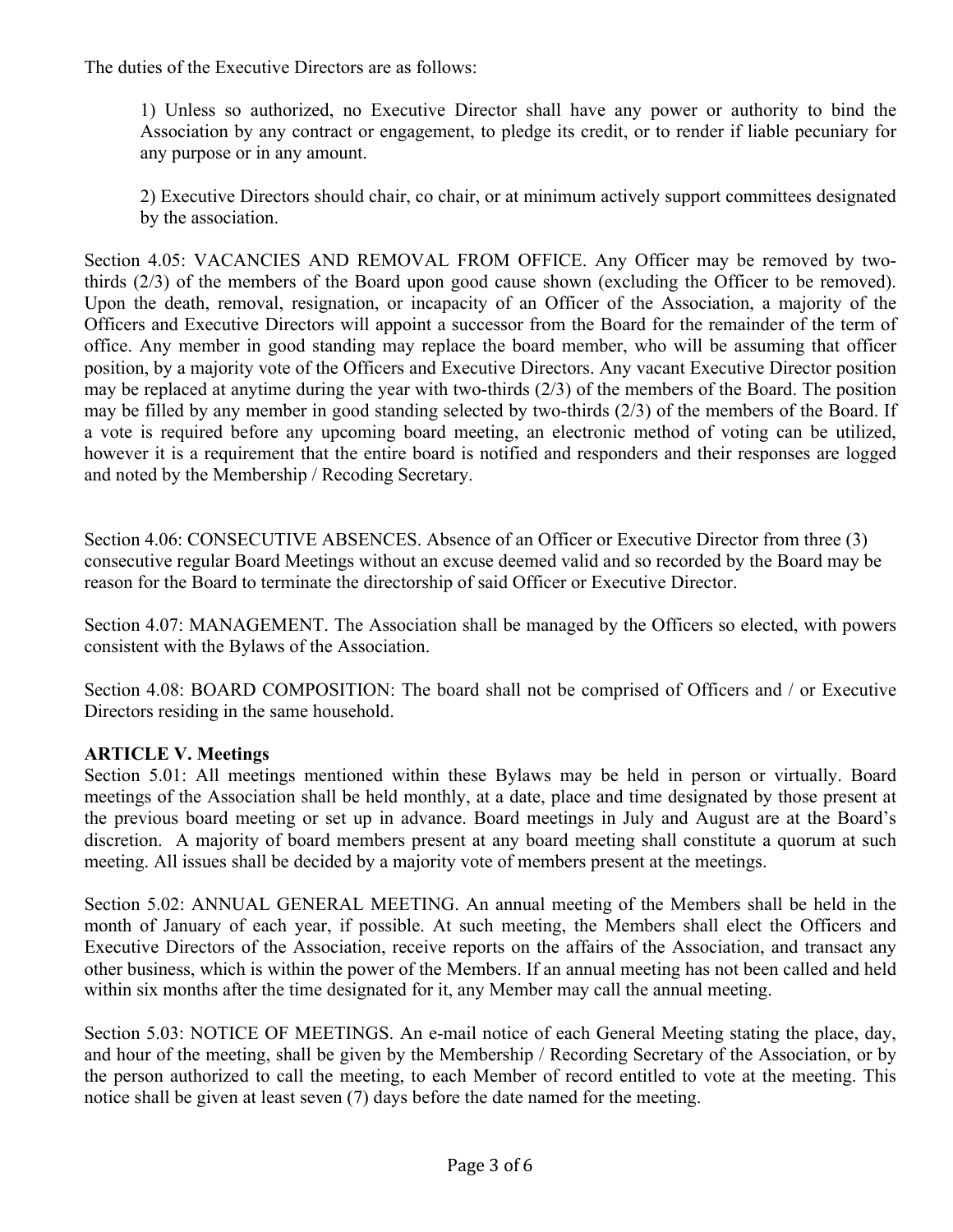The duties of the Executive Directors are as follows:

> 1) Unless so authorized, no Executive Director shall have any power or authority to bind the Association by any contract or engagement, to pledge its credit, or to render if liable pecuniary for any purpose or in any amount.
>
> 2) Executive Directors should chair, co chair, or at minimum actively support committees designated by the association.

Section 4.05: VACANCIES AND REMOVAL FROM OFFICE. Any Officer may be removed by two-thirds (2/3) of the members of the Board upon good cause shown (excluding the Officer to be removed). Upon the death, removal, resignation, or incapacity of an Officer of the Association, a majority of the Officers and Executive Directors will appoint a successor from the Board for the remainder of the term of office. Any member in good standing may replace the board member, who will be assuming that officer position, by a majority vote of the Officers and Executive Directors. Any vacant Executive Director position may be replaced at anytime during the year with two-thirds (2/3) of the members of the Board. The position may be filled by any member in good standing selected by two-thirds (2/3) of the members of the Board. If a vote is required before any upcoming board meeting, an electronic method of voting can be utilized, however it is a requirement that the entire board is notified and responders and their responses are logged and noted by the Membership / Recoding Secretary.

Section 4.06: CONSECUTIVE ABSENCES. Absence of an Officer or Executive Director from three (3) consecutive regular Board Meetings without an excuse deemed valid and so recorded by the Board may be reason for the Board to terminate the directorship of said Officer or Executive Director.

Section 4.07: MANAGEMENT. The Association shall be managed by the Officers so elected, with powers consistent with the Bylaws of the Association.

Section 4.08: BOARD COMPOSITION: The board shall not be comprised of Officers and / or Executive Directors residing in the same household.

## ARTICLE V. Meetings

Section 5.01: All meetings mentioned within these Bylaws may be held in person or virtually. Board meetings of the Association shall be held monthly, at a date, place and time designated by those present at the previous board meeting or set up in advance. Board meetings in July and August are at the Board's discretion. A majority of board members present at any board meeting shall constitute a quorum at such meeting. All issues shall be decided by a majority vote of members present at the meetings.

Section 5.02: ANNUAL GENERAL MEETING. An annual meeting of the Members shall be held in the month of January of each year, if possible. At such meeting, the Members shall elect the Officers and Executive Directors of the Association, receive reports on the affairs of the Association, and transact any other business, which is within the power of the Members. If an annual meeting has not been called and held within six months after the time designated for it, any Member may call the annual meeting.

Section 5.03: NOTICE OF MEETINGS. An e-mail notice of each General Meeting stating the place, day, and hour of the meeting, shall be given by the Membership / Recording Secretary of the Association, or by the person authorized to call the meeting, to each Member of record entitled to vote at the meeting. This notice shall be given at least seven (7) days before the date named for the meeting.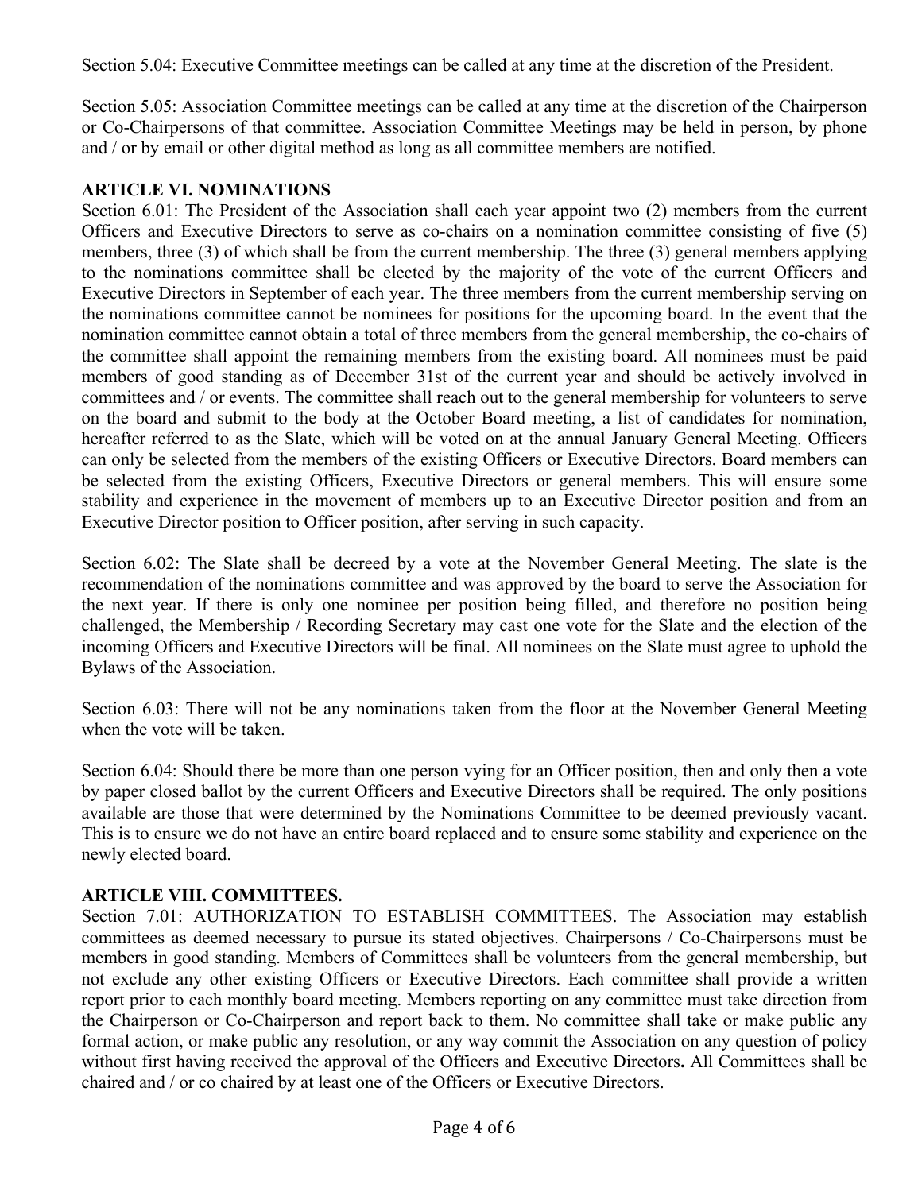Section 5.04: Executive Committee meetings can be called at any time at the discretion of the President.

Section 5.05: Association Committee meetings can be called at any time at the discretion of the Chairperson or Co-Chairpersons of that committee. Association Committee Meetings may be held in person, by phone and / or by email or other digital method as long as all committee members are notified.

## ARTICLE VI. NOMINATIONS

Section 6.01: The President of the Association shall each year appoint two (2) members from the current Officers and Executive Directors to serve as co-chairs on a nomination committee consisting of five (5) members, three (3) of which shall be from the current membership. The three (3) general members applying to the nominations committee shall be elected by the majority of the vote of the current Officers and Executive Directors in September of each year. The three members from the current membership serving on the nominations committee cannot be nominees for positions for the upcoming board. In the event that the nomination committee cannot obtain a total of three members from the general membership, the co-chairs of the committee shall appoint the remaining members from the existing board. All nominees must be paid members of good standing as of December 31st of the current year and should be actively involved in committees and / or events. The committee shall reach out to the general membership for volunteers to serve on the board and submit to the body at the October Board meeting, a list of candidates for nomination, hereafter referred to as the Slate, which will be voted on at the annual January General Meeting. Officers can only be selected from the members of the existing Officers or Executive Directors. Board members can be selected from the existing Officers, Executive Directors or general members. This will ensure some stability and experience in the movement of members up to an Executive Director position and from an Executive Director position to Officer position, after serving in such capacity.

Section 6.02: The Slate shall be decreed by a vote at the November General Meeting. The slate is the recommendation of the nominations committee and was approved by the board to serve the Association for the next year. If there is only one nominee per position being filled, and therefore no position being challenged, the Membership / Recording Secretary may cast one vote for the Slate and the election of the incoming Officers and Executive Directors will be final. All nominees on the Slate must agree to uphold the Bylaws of the Association.

Section 6.03: There will not be any nominations taken from the floor at the November General Meeting when the vote will be taken.

Section 6.04: Should there be more than one person vying for an Officer position, then and only then a vote by paper closed ballot by the current Officers and Executive Directors shall be required. The only positions available are those that were determined by the Nominations Committee to be deemed previously vacant. This is to ensure we do not have an entire board replaced and to ensure some stability and experience on the newly elected board.

## ARTICLE VIII. COMMITTEES.

Section 7.01: AUTHORIZATION TO ESTABLISH COMMITTEES. The Association may establish committees as deemed necessary to pursue its stated objectives. Chairpersons / Co-Chairpersons must be members in good standing. Members of Committees shall be volunteers from the general membership, but not exclude any other existing Officers or Executive Directors. Each committee shall provide a written report prior to each monthly board meeting. Members reporting on any committee must take direction from the Chairperson or Co-Chairperson and report back to them. No committee shall take or make public any formal action, or make public any resolution, or any way commit the Association on any question of policy without first having received the approval of the Officers and Executive Directors**.** All Committees shall be chaired and / or co chaired by at least one of the Officers or Executive Directors.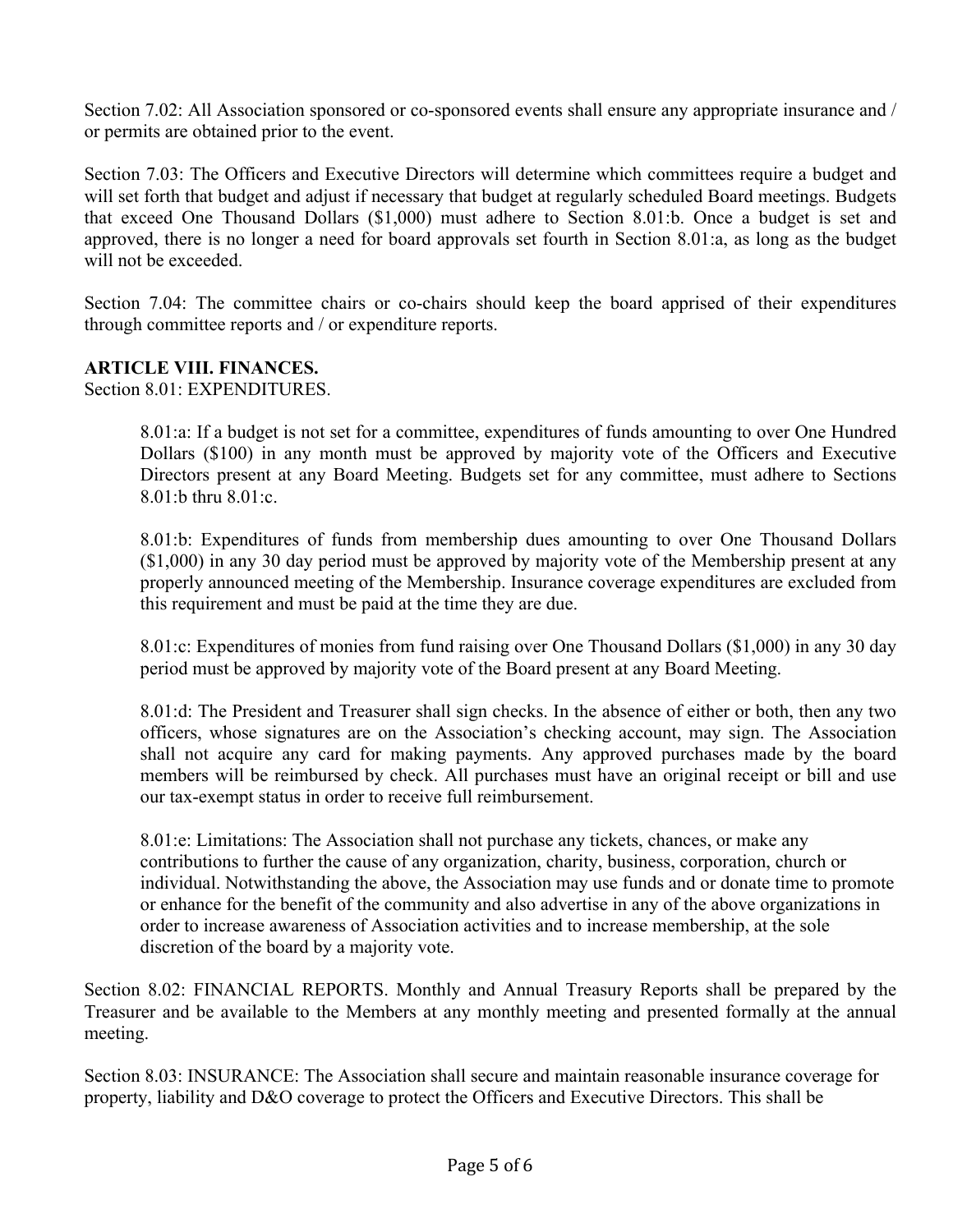Section 7.02: All Association sponsored or co-sponsored events shall ensure any appropriate insurance and / or permits are obtained prior to the event.

Section 7.03: The Officers and Executive Directors will determine which committees require a budget and will set forth that budget and adjust if necessary that budget at regularly scheduled Board meetings. Budgets that exceed One Thousand Dollars ($1,000) must adhere to Section 8.01:b. Once a budget is set and approved, there is no longer a need for board approvals set fourth in Section 8.01:a, as long as the budget will not be exceeded.

Section 7.04: The committee chairs or co-chairs should keep the board apprised of their expenditures through committee reports and / or expenditure reports.

**ARTICLE VIII. FINANCES.**

Section 8.01: EXPENDITURES.

> 8.01:a: If a budget is not set for a committee, expenditures of funds amounting to over One Hundred Dollars ($100) in any month must be approved by majority vote of the Officers and Executive Directors present at any Board Meeting. Budgets set for any committee, must adhere to Sections 8.01:b thru 8.01:c.
>
> 8.01:b: Expenditures of funds from membership dues amounting to over One Thousand Dollars ($1,000) in any 30 day period must be approved by majority vote of the Membership present at any properly announced meeting of the Membership. Insurance coverage expenditures are excluded from this requirement and must be paid at the time they are due.
>
> 8.01:c: Expenditures of monies from fund raising over One Thousand Dollars ($1,000) in any 30 day period must be approved by majority vote of the Board present at any Board Meeting.
>
> 8.01:d: The President and Treasurer shall sign checks. In the absence of either or both, then any two officers, whose signatures are on the Association's checking account, may sign. The Association shall not acquire any card for making payments. Any approved purchases made by the board members will be reimbursed by check. All purchases must have an original receipt or bill and use our tax-exempt status in order to receive full reimbursement.
>
> 8.01:e: Limitations: The Association shall not purchase any tickets, chances, or make any contributions to further the cause of any organization, charity, business, corporation, church or individual. Notwithstanding the above, the Association may use funds and or donate time to promote or enhance for the benefit of the community and also advertise in any of the above organizations in order to increase awareness of Association activities and to increase membership, at the sole discretion of the board by a majority vote.

Section 8.02: FINANCIAL REPORTS. Monthly and Annual Treasury Reports shall be prepared by the Treasurer and be available to the Members at any monthly meeting and presented formally at the annual meeting.

Section 8.03: INSURANCE: The Association shall secure and maintain reasonable insurance coverage for property, liability and D&O coverage to protect the Officers and Executive Directors. This shall be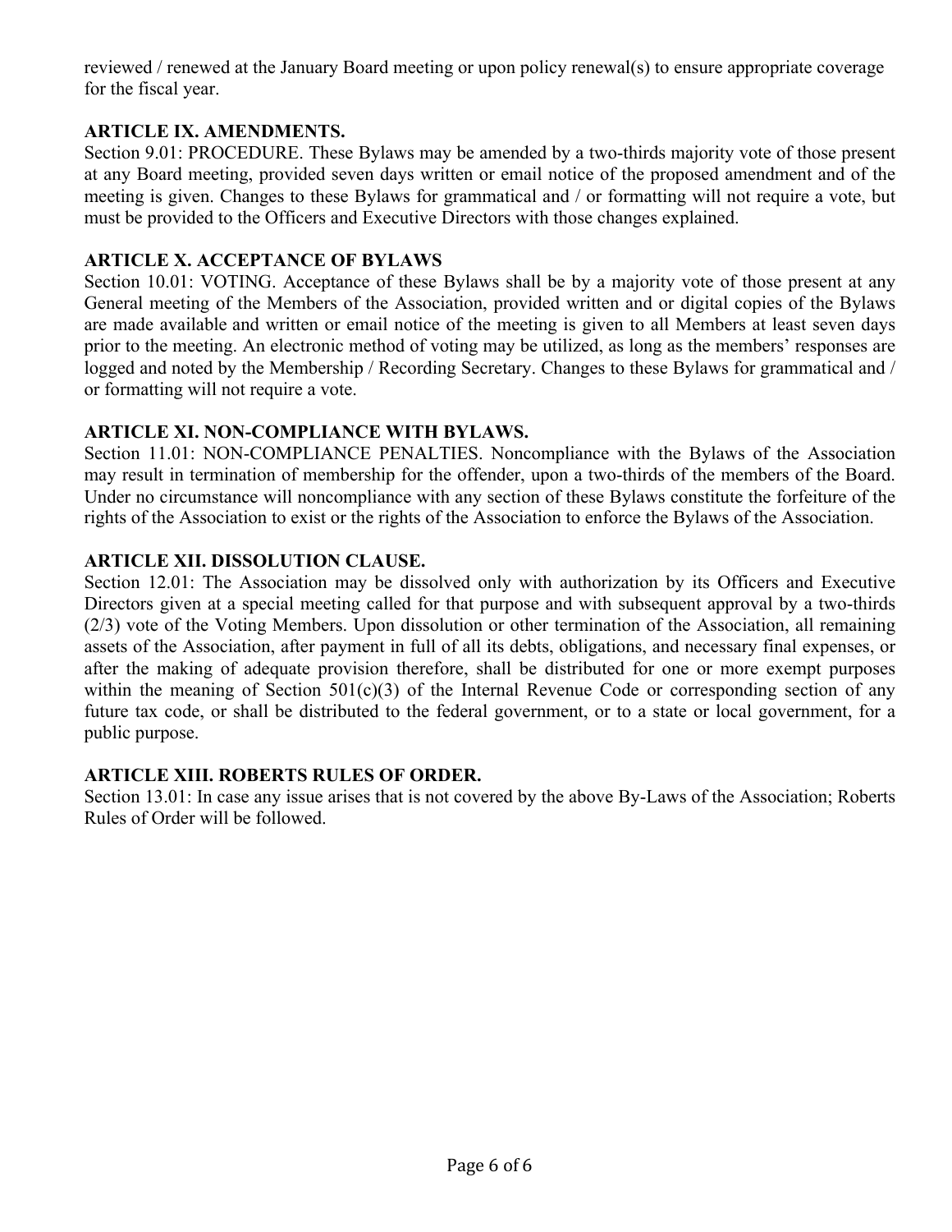reviewed / renewed at the January Board meeting or upon policy renewal(s) to ensure appropriate coverage for the fiscal year.

**ARTICLE IX. AMENDMENTS.**

Section 9.01: PROCEDURE. These Bylaws may be amended by a two-thirds majority vote of those present at any Board meeting, provided seven days written or email notice of the proposed amendment and of the meeting is given. Changes to these Bylaws for grammatical and / or formatting will not require a vote, but must be provided to the Officers and Executive Directors with those changes explained.

**ARTICLE X. ACCEPTANCE OF BYLAWS**

Section 10.01: VOTING. Acceptance of these Bylaws shall be by a majority vote of those present at any General meeting of the Members of the Association, provided written and or digital copies of the Bylaws are made available and written or email notice of the meeting is given to all Members at least seven days prior to the meeting. An electronic method of voting may be utilized, as long as the members' responses are logged and noted by the Membership / Recording Secretary. Changes to these Bylaws for grammatical and / or formatting will not require a vote.

**ARTICLE XI. NON-COMPLIANCE WITH BYLAWS.**

Section 11.01: NON-COMPLIANCE PENALTIES. Noncompliance with the Bylaws of the Association may result in termination of membership for the offender, upon a two-thirds of the members of the Board. Under no circumstance will noncompliance with any section of these Bylaws constitute the forfeiture of the rights of the Association to exist or the rights of the Association to enforce the Bylaws of the Association.

**ARTICLE XII. DISSOLUTION CLAUSE.**

Section 12.01: The Association may be dissolved only with authorization by its Officers and Executive Directors given at a special meeting called for that purpose and with subsequent approval by a two-thirds (2/3) vote of the Voting Members. Upon dissolution or other termination of the Association, all remaining assets of the Association, after payment in full of all its debts, obligations, and necessary final expenses, or after the making of adequate provision therefore, shall be distributed for one or more exempt purposes within the meaning of Section 501(c)(3) of the Internal Revenue Code or corresponding section of any future tax code, or shall be distributed to the federal government, or to a state or local government, for a public purpose.

**ARTICLE XIII. ROBERTS RULES OF ORDER.**

Section 13.01: In case any issue arises that is not covered by the above By-Laws of the Association; Roberts Rules of Order will be followed.